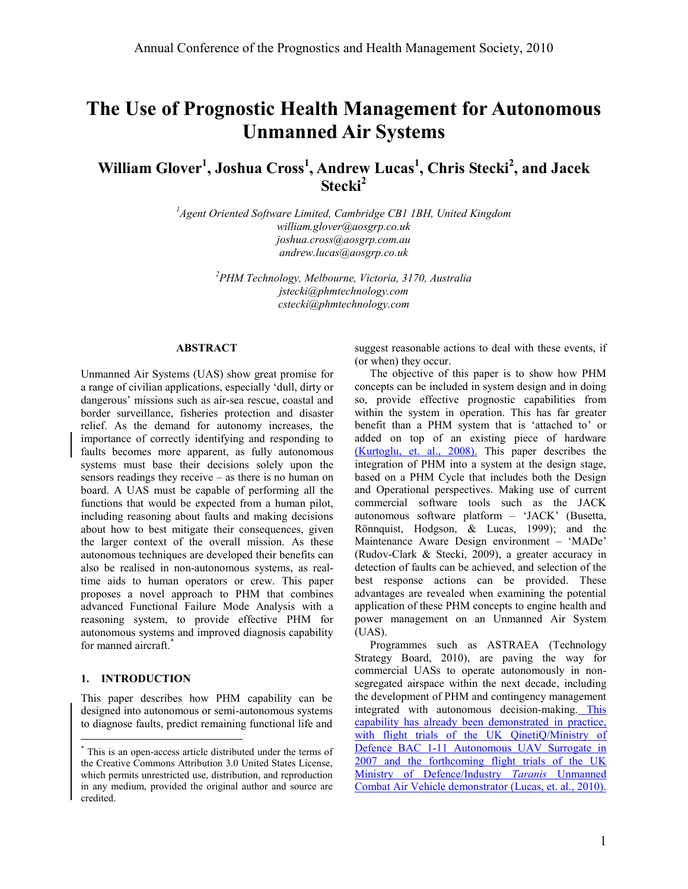# The Use of Prognostic Health Management for Autonomous Unmanned Air Systems

**William Glover[1], Joshua Cross[1], Andrew Lucas[1], Chris Stecki[2], and Jacek Stecki[2]**

[1]*Agent Oriented Software Limited, Cambridge CB1 1BH, United Kingdom*
*william.glover@aosgrp.co.uk*
*joshua.cross@aosgrp.com.au*
*andrew.lucas@aosgrp.co.uk*

[2]*PHM Technology, Melbourne, Victoria, 3170, Australia*
*jstecki@phmtechnology.com*
*cstecki@phmtechnology.com*

## ABSTRACT

Unmanned Air Systems (UAS) show great promise for a range of civilian applications, especially 'dull, dirty or dangerous' missions such as air-sea rescue, coastal and border surveillance, fisheries protection and disaster relief. As the demand for autonomy increases, the importance of correctly identifying and responding to faults becomes more apparent, as fully autonomous systems must base their decisions solely upon the sensors readings they receive – as there is no human on board. A UAS must be capable of performing all the functions that would be expected from a human pilot, including reasoning about faults and making decisions about how to best mitigate their consequences, given the larger context of the overall mission. As these autonomous techniques are developed their benefits can also be realised in non-autonomous systems, as real-time aids to human operators or crew. This paper proposes a novel approach to PHM that combines advanced Functional Failure Mode Analysis with a reasoning system, to provide effective PHM for autonomous systems and improved diagnosis capability for manned aircraft.*

## 1. INTRODUCTION

This paper describes how PHM capability can be designed into autonomous or semi-autonomous systems to diagnose faults, predict remaining functional life and suggest reasonable actions to deal with these events, if (or when) they occur.

The objective of this paper is to show how PHM concepts can be included in system design and in doing so, provide effective prognostic capabilities from within the system in operation. This has far greater benefit than a PHM system that is 'attached to' or added on top of an existing piece of hardware (Kurtoglu, et. al., 2008). This paper describes the integration of PHM into a system at the design stage, based on a PHM Cycle that includes both the Design and Operational perspectives. Making use of current commercial software tools such as the JACK autonomous software platform – 'JACK' (Busetta, Rönnquist, Hodgson, & Lucas, 1999); and the Maintenance Aware Design environment – 'MADe' (Rudov-Clark & Stecki, 2009), a greater accuracy in detection of faults can be achieved, and selection of the best response actions can be provided. These advantages are revealed when examining the potential application of these PHM concepts to engine health and power management on an Unmanned Air System (UAS).

Programmes such as ASTRAEA (Technology Strategy Board, 2010), are paving the way for commercial UASs to operate autonomously in non-segregated airspace within the next decade, including the development of PHM and contingency management integrated with autonomous decision-making. This capability has already been demonstrated in practice, with flight trials of the UK QinetiQ/Ministry of Defence BAC 1-11 Autonomous UAV Surrogate in 2007 and the forthcoming flight trials of the UK Ministry of Defence/Industry *Taranis* Unmanned Combat Air Vehicle demonstrator (Lucas, et. al., 2010).

* This is an open-access article distributed under the terms of the Creative Commons Attribution 3.0 United States License, which permits unrestricted use, distribution, and reproduction in any medium, provided the original author and source are credited.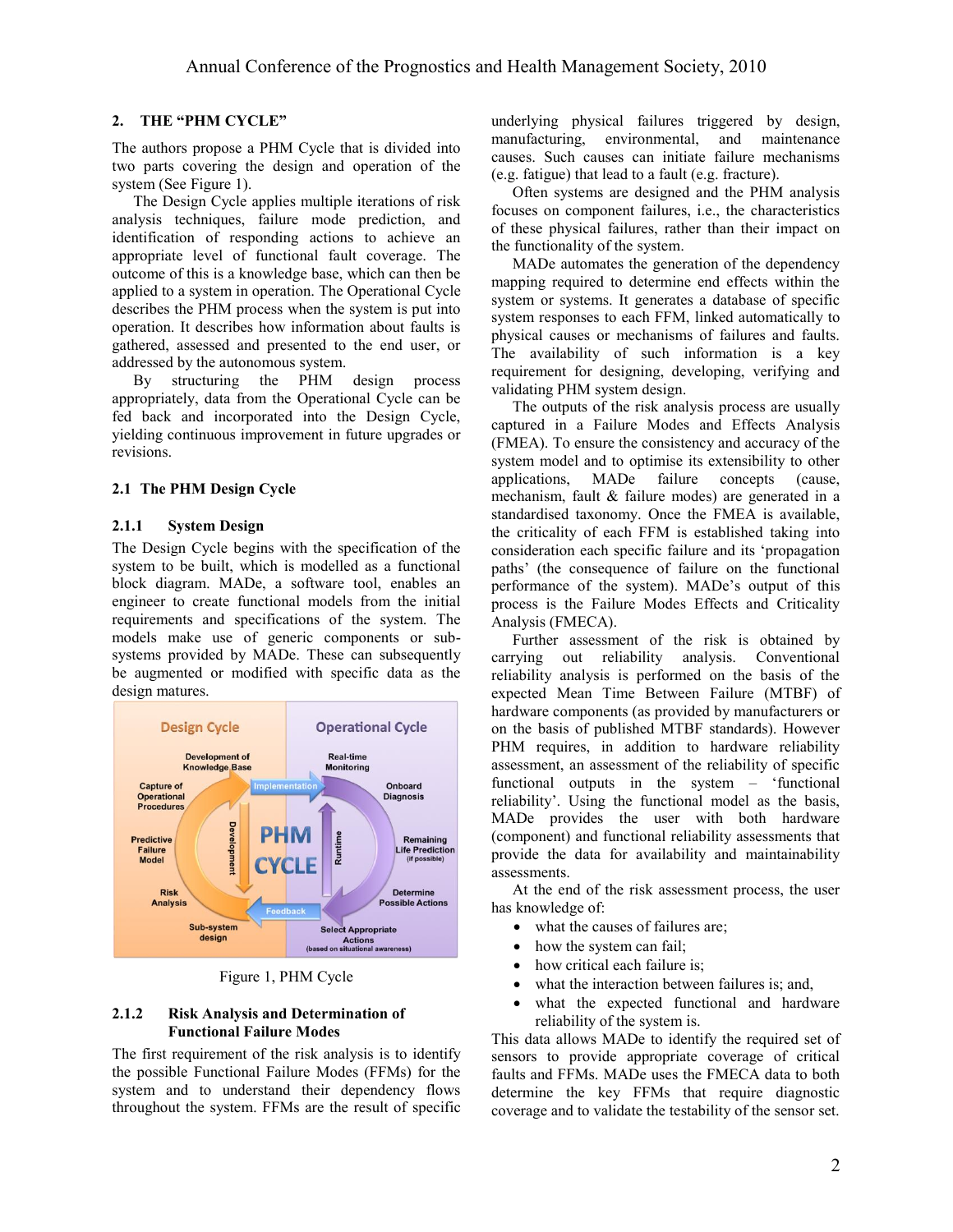## 2. THE "PHM CYCLE"

The authors propose a PHM Cycle that is divided into two parts covering the design and operation of the system (See Figure 1).

The Design Cycle applies multiple iterations of risk analysis techniques, failure mode prediction, and identification of responding actions to achieve an appropriate level of functional fault coverage. The outcome of this is a knowledge base, which can then be applied to a system in operation. The Operational Cycle describes the PHM process when the system is put into operation. It describes how information about faults is gathered, assessed and presented to the end user, or addressed by the autonomous system.

By structuring the PHM design process appropriately, data from the Operational Cycle can be fed back and incorporated into the Design Cycle, yielding continuous improvement in future upgrades or revisions.

### 2.1 The PHM Design Cycle

#### 2.1.1 System Design

The Design Cycle begins with the specification of the system to be built, which is modelled as a functional block diagram. MADe, a software tool, enables an engineer to create functional models from the initial requirements and specifications of the system. The models make use of generic components or sub-systems provided by MADe. These can subsequently be augmented or modified with specific data as the design matures.

Figure 1, PHM Cycle

#### 2.1.2 Risk Analysis and Determination of Functional Failure Modes

The first requirement of the risk analysis is to identify the possible Functional Failure Modes (FFMs) for the system and to understand their dependency flows throughout the system. FFMs are the result of specific underlying physical failures triggered by design, manufacturing, environmental, and maintenance causes. Such causes can initiate failure mechanisms (e.g. fatigue) that lead to a fault (e.g. fracture).

Often systems are designed and the PHM analysis focuses on component failures, i.e., the characteristics of these physical failures, rather than their impact on the functionality of the system.

MADe automates the generation of the dependency mapping required to determine end effects within the system or systems. It generates a database of specific system responses to each FFM, linked automatically to physical causes or mechanisms of failures and faults. The availability of such information is a key requirement for designing, developing, verifying and validating PHM system design.

The outputs of the risk analysis process are usually captured in a Failure Modes and Effects Analysis (FMEA). To ensure the consistency and accuracy of the system model and to optimise its extensibility to other applications, MADe failure concepts (cause, mechanism, fault & failure modes) are generated in a standardised taxonomy. Once the FMEA is available, the criticality of each FFM is established taking into consideration each specific failure and its 'propagation paths' (the consequence of failure on the functional performance of the system). MADe's output of this process is the Failure Modes Effects and Criticality Analysis (FMECA).

Further assessment of the risk is obtained by carrying out reliability analysis. Conventional reliability analysis is performed on the basis of the expected Mean Time Between Failure (MTBF) of hardware components (as provided by manufacturers or on the basis of published MTBF standards). However PHM requires, in addition to hardware reliability assessment, an assessment of the reliability of specific functional outputs in the system – 'functional reliability'. Using the functional model as the basis, MADe provides the user with both hardware (component) and functional reliability assessments that provide the data for availability and maintainability assessments.

At the end of the risk assessment process, the user has knowledge of:

- what the causes of failures are;
- how the system can fail;
- how critical each failure is;
- what the interaction between failures is; and,
- what the expected functional and hardware reliability of the system is.

This data allows MADe to identify the required set of sensors to provide appropriate coverage of critical faults and FFMs. MADe uses the FMECA data to both determine the key FFMs that require diagnostic coverage and to validate the testability of the sensor set.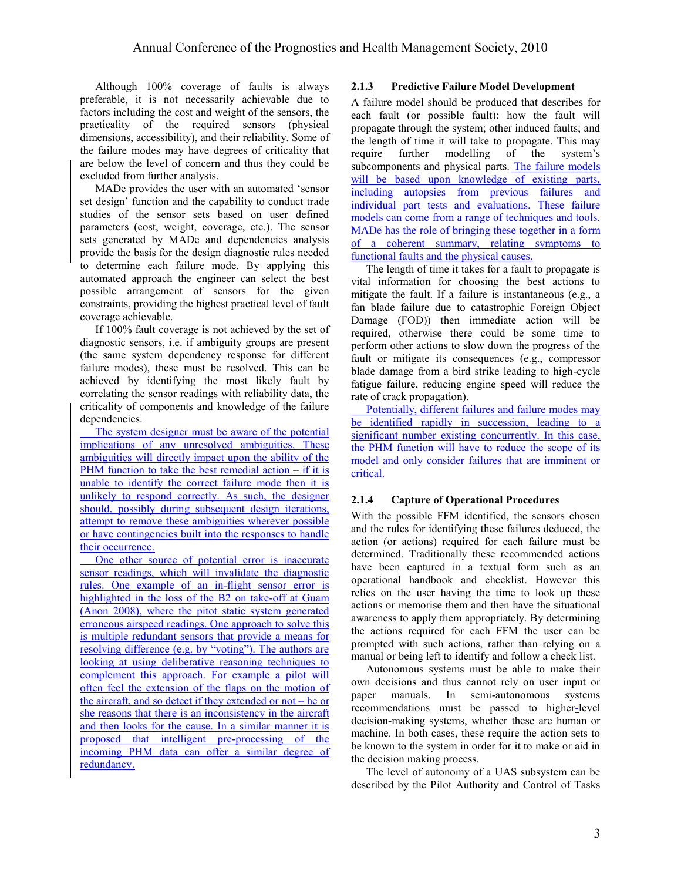Although 100% coverage of faults is always preferable, it is not necessarily achievable due to factors including the cost and weight of the sensors, the practicality of the required sensors (physical dimensions, accessibility), and their reliability. Some of the failure modes may have degrees of criticality that are below the level of concern and thus they could be excluded from further analysis.

MADe provides the user with an automated 'sensor set design' function and the capability to conduct trade studies of the sensor sets based on user defined parameters (cost, weight, coverage, etc.). The sensor sets generated by MADe and dependencies analysis provide the basis for the design diagnostic rules needed to determine each failure mode. By applying this automated approach the engineer can select the best possible arrangement of sensors for the given constraints, providing the highest practical level of fault coverage achievable.

If 100% fault coverage is not achieved by the set of diagnostic sensors, i.e. if ambiguity groups are present (the same system dependency response for different failure modes), these must be resolved. This can be achieved by identifying the most likely fault by correlating the sensor readings with reliability data, the criticality of components and knowledge of the failure dependencies.

The system designer must be aware of the potential implications of any unresolved ambiguities. These ambiguities will directly impact upon the ability of the PHM function to take the best remedial action – if it is unable to identify the correct failure mode then it is unlikely to respond correctly. As such, the designer should, possibly during subsequent design iterations, attempt to remove these ambiguities wherever possible or have contingencies built into the responses to handle their occurrence.

One other source of potential error is inaccurate sensor readings, which will invalidate the diagnostic rules. One example of an in-flight sensor error is highlighted in the loss of the B2 on take-off at Guam (Anon 2008), where the pitot static system generated erroneous airspeed readings. One approach to solve this is multiple redundant sensors that provide a means for resolving difference (e.g. by "voting"). The authors are looking at using deliberative reasoning techniques to complement this approach. For example a pilot will often feel the extension of the flaps on the motion of the aircraft, and so detect if they extended or not – he or she reasons that there is an inconsistency in the aircraft and then looks for the cause. In a similar manner it is proposed that intelligent pre-processing of the incoming PHM data can offer a similar degree of redundancy.

### 2.1.3 Predictive Failure Model Development

A failure model should be produced that describes for each fault (or possible fault): how the fault will propagate through the system; other induced faults; and the length of time it will take to propagate. This may require further modelling of the system's subcomponents and physical parts. The failure models will be based upon knowledge of existing parts, including autopsies from previous failures and individual part tests and evaluations. These failure models can come from a range of techniques and tools. MADe has the role of bringing these together in a form of a coherent summary, relating symptoms to functional faults and the physical causes.

The length of time it takes for a fault to propagate is vital information for choosing the best actions to mitigate the fault. If a failure is instantaneous (e.g., a fan blade failure due to catastrophic Foreign Object Damage (FOD)) then immediate action will be required, otherwise there could be some time to perform other actions to slow down the progress of the fault or mitigate its consequences (e.g., compressor blade damage from a bird strike leading to high-cycle fatigue failure, reducing engine speed will reduce the rate of crack propagation).

Potentially, different failures and failure modes may be identified rapidly in succession, leading to a significant number existing concurrently. In this case, the PHM function will have to reduce the scope of its model and only consider failures that are imminent or critical.

### 2.1.4 Capture of Operational Procedures

With the possible FFM identified, the sensors chosen and the rules for identifying these failures deduced, the action (or actions) required for each failure must be determined. Traditionally these recommended actions have been captured in a textual form such as an operational handbook and checklist. However this relies on the user having the time to look up these actions or memorise them and then have the situational awareness to apply them appropriately. By determining the actions required for each FFM the user can be prompted with such actions, rather than relying on a manual or being left to identify and follow a check list.

Autonomous systems must be able to make their own decisions and thus cannot rely on user input or paper manuals. In semi-autonomous systems recommendations must be passed to higher-level decision-making systems, whether these are human or machine. In both cases, these require the action sets to be known to the system in order for it to make or aid in the decision making process.

The level of autonomy of a UAS subsystem can be described by the Pilot Authority and Control of Tasks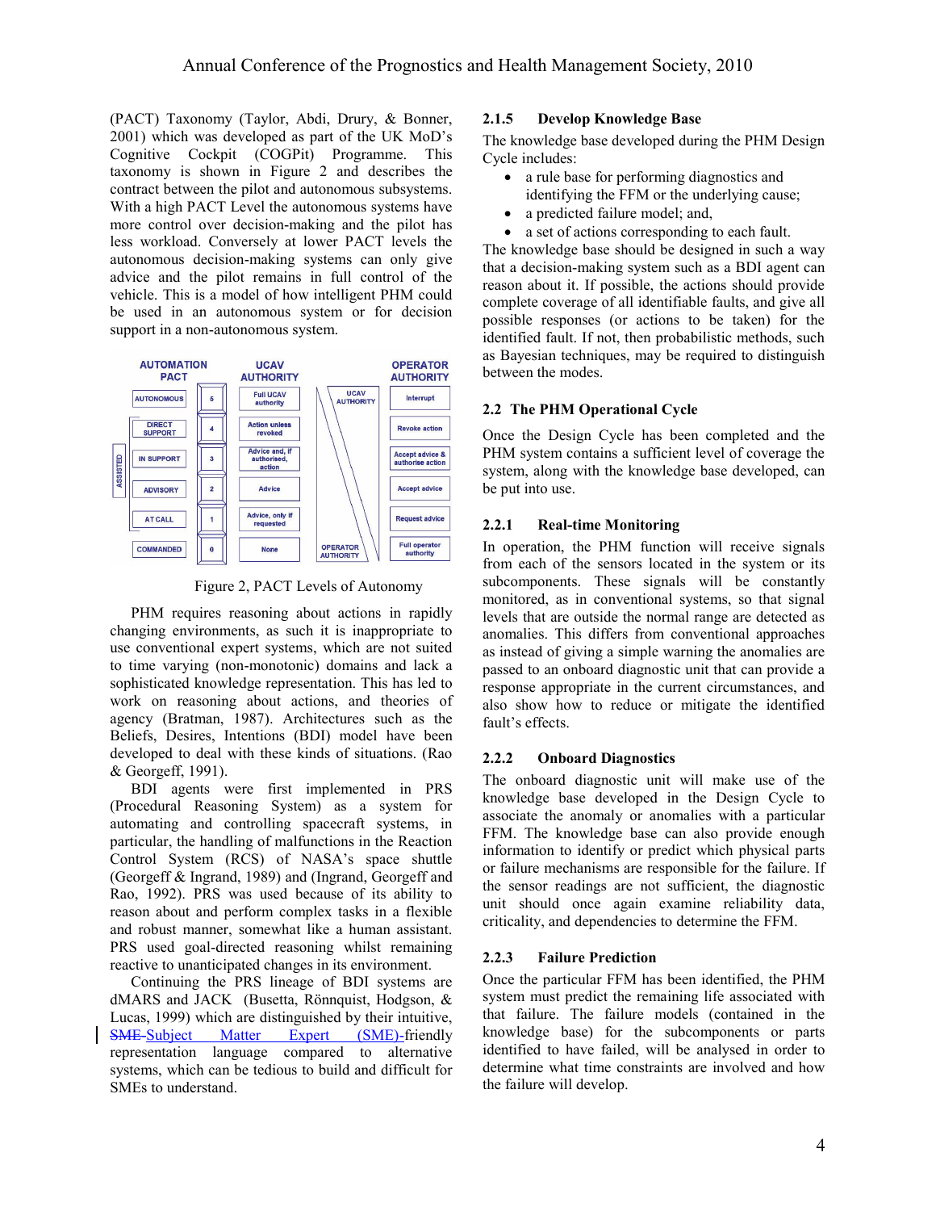(PACT) Taxonomy (Taylor, Abdi, Drury, & Bonner, 2001) which was developed as part of the UK MoD's Cognitive Cockpit (COGPit) Programme. This taxonomy is shown in Figure 2 and describes the contract between the pilot and autonomous subsystems. With a high PACT Level the autonomous systems have more control over decision-making and the pilot has less workload. Conversely at lower PACT levels the autonomous decision-making systems can only give advice and the pilot remains in full control of the vehicle. This is a model of how intelligent PHM could be used in an autonomous system or for decision support in a non-autonomous system.

| AUTOMATION PACT | | UCAV AUTHORITY | OPERATOR AUTHORITY |
|---|---|---|---|
| AUTONOMOUS | 5 | Full UCAV authority | Interrupt |
| DIRECT SUPPORT (ASSISTED) | 4 | Action unless revoked | Revoke action |
| IN SUPPORT (ASSISTED) | 3 | Advice and, if authorised, action | Accept advice & authorise action |
| ADVISORY (ASSISTED) | 2 | Advice | Accept advice |
| AT CALL (ASSISTED) | 1 | Advice, only if requested | Request advice |
| COMMANDED | 0 | None | Full operator authority |

Figure 2, PACT Levels of Autonomy

PHM requires reasoning about actions in rapidly changing environments, as such it is inappropriate to use conventional expert systems, which are not suited to time varying (non-monotonic) domains and lack a sophisticated knowledge representation. This has led to work on reasoning about actions, and theories of agency (Bratman, 1987). Architectures such as the Beliefs, Desires, Intentions (BDI) model have been developed to deal with these kinds of situations. (Rao & Georgeff, 1991).

BDI agents were first implemented in PRS (Procedural Reasoning System) as a system for automating and controlling spacecraft systems, in particular, the handling of malfunctions in the Reaction Control System (RCS) of NASA's space shuttle (Georgeff & Ingrand, 1989) and (Ingrand, Georgeff and Rao, 1992). PRS was used because of its ability to reason about and perform complex tasks in a flexible and robust manner, somewhat like a human assistant. PRS used goal-directed reasoning whilst remaining reactive to unanticipated changes in its environment.

Continuing the PRS lineage of BDI systems are dMARS and JACK (Busetta, Rönnquist, Hodgson, & Lucas, 1999) which are distinguished by their intuitive, ~~SME~~ Subject Matter Expert (SME)-friendly representation language compared to alternative systems, which can be tedious to build and difficult for SMEs to understand.

#### 2.1.5 Develop Knowledge Base

The knowledge base developed during the PHM Design Cycle includes:

- a rule base for performing diagnostics and identifying the FFM or the underlying cause;
- a predicted failure model; and,
- a set of actions corresponding to each fault.

The knowledge base should be designed in such a way that a decision-making system such as a BDI agent can reason about it. If possible, the actions should provide complete coverage of all identifiable faults, and give all possible responses (or actions to be taken) for the identified fault. If not, then probabilistic methods, such as Bayesian techniques, may be required to distinguish between the modes.

### 2.2 The PHM Operational Cycle

Once the Design Cycle has been completed and the PHM system contains a sufficient level of coverage the system, along with the knowledge base developed, can be put into use.

#### 2.2.1 Real-time Monitoring

In operation, the PHM function will receive signals from each of the sensors located in the system or its subcomponents. These signals will be constantly monitored, as in conventional systems, so that signal levels that are outside the normal range are detected as anomalies. This differs from conventional approaches as instead of giving a simple warning the anomalies are passed to an onboard diagnostic unit that can provide a response appropriate in the current circumstances, and also show how to reduce or mitigate the identified fault's effects.

#### 2.2.2 Onboard Diagnostics

The onboard diagnostic unit will make use of the knowledge base developed in the Design Cycle to associate the anomaly or anomalies with a particular FFM. The knowledge base can also provide enough information to identify or predict which physical parts or failure mechanisms are responsible for the failure. If the sensor readings are not sufficient, the diagnostic unit should once again examine reliability data, criticality, and dependencies to determine the FFM.

#### 2.2.3 Failure Prediction

Once the particular FFM has been identified, the PHM system must predict the remaining life associated with that failure. The failure models (contained in the knowledge base) for the subcomponents or parts identified to have failed, will be analysed in order to determine what time constraints are involved and how the failure will develop.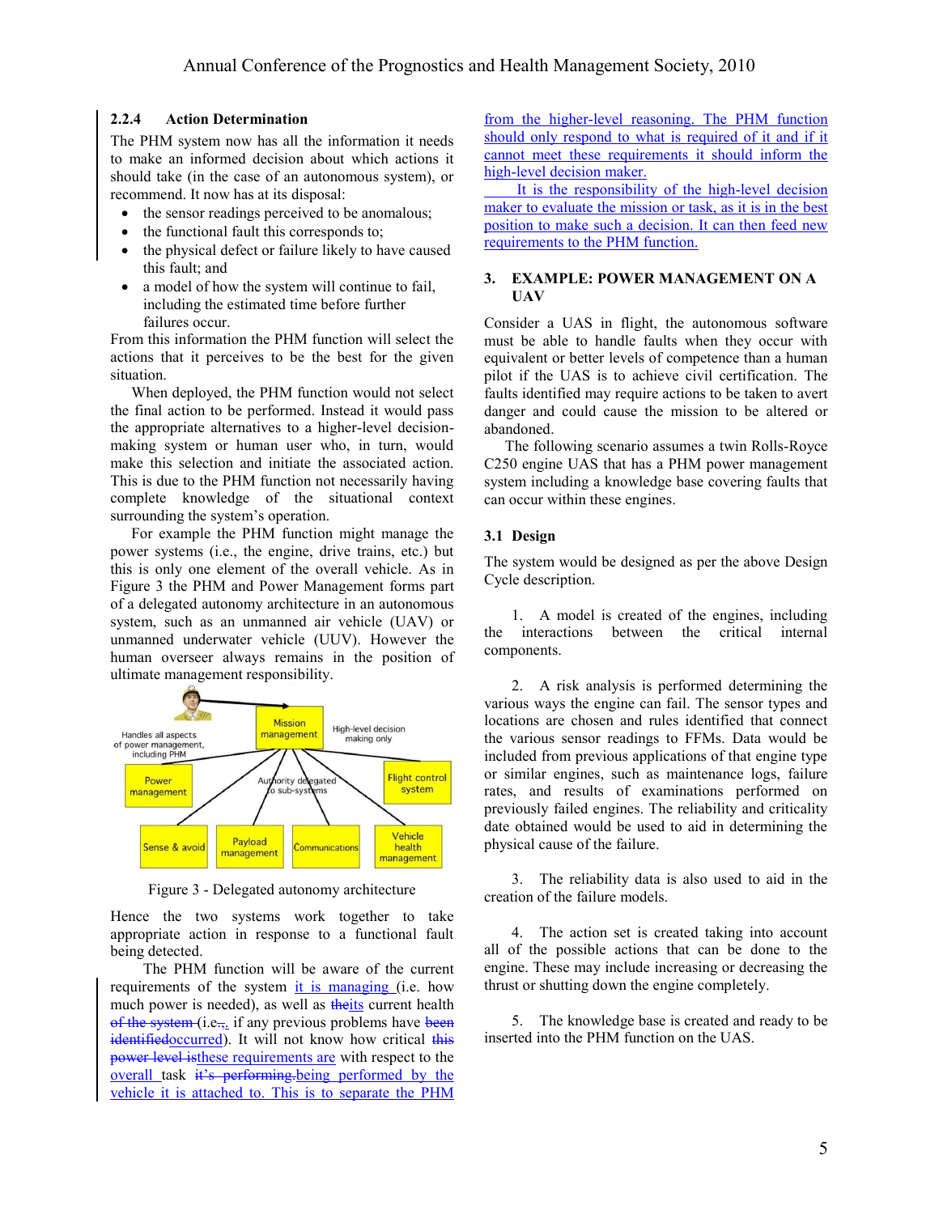### 2.2.4 Action Determination

The PHM system now has all the information it needs to make an informed decision about which actions it should take (in the case of an autonomous system), or recommend. It now has at its disposal:

- the sensor readings perceived to be anomalous;
- the functional fault this corresponds to;
- the physical defect or failure likely to have caused this fault; and
- a model of how the system will continue to fail, including the estimated time before further failures occur.

From this information the PHM function will select the actions that it perceives to be the best for the given situation.

When deployed, the PHM function would not select the final action to be performed. Instead it would pass the appropriate alternatives to a higher-level decision-making system or human user who, in turn, would make this selection and initiate the associated action. This is due to the PHM function not necessarily having complete knowledge of the situational context surrounding the system's operation.

For example the PHM function might manage the power systems (i.e., the engine, drive trains, etc.) but this is only one element of the overall vehicle. As in Figure 3 the PHM and Power Management forms part of a delegated autonomy architecture in an autonomous system, such as an unmanned air vehicle (UAV) or unmanned underwater vehicle (UUV). However the human overseer always remains in the position of ultimate management responsibility.

Figure 3 - Delegated autonomy architecture

Hence the two systems work together to take appropriate action in response to a functional fault being detected.

The PHM function will be aware of the current requirements of the system it is managing (i.e. how much power is needed), as well as ~~the~~its current health ~~of the system~~ (i.e~~.,~~, if any previous problems have ~~been identified~~occurred). It will not know how critical ~~this power level is~~these requirements are with respect to the overall task ~~it's performing.~~being performed by the vehicle it is attached to. This is to separate the PHM from the higher-level reasoning. The PHM function should only respond to what is required of it and if it cannot meet these requirements it should inform the high-level decision maker.

It is the responsibility of the high-level decision maker to evaluate the mission or task, as it is in the best position to make such a decision. It can then feed new requirements to the PHM function.

## 3. EXAMPLE: POWER MANAGEMENT ON A UAV

Consider a UAS in flight, the autonomous software must be able to handle faults when they occur with equivalent or better levels of competence than a human pilot if the UAS is to achieve civil certification. The faults identified may require actions to be taken to avert danger and could cause the mission to be altered or abandoned.

The following scenario assumes a twin Rolls-Royce C250 engine UAS that has a PHM power management system including a knowledge base covering faults that can occur within these engines.

### 3.1 Design

The system would be designed as per the above Design Cycle description.

1. A model is created of the engines, including the interactions between the critical internal components.

2. A risk analysis is performed determining the various ways the engine can fail. The sensor types and locations are chosen and rules identified that connect the various sensor readings to FFMs. Data would be included from previous applications of that engine type or similar engines, such as maintenance logs, failure rates, and results of examinations performed on previously failed engines. The reliability and criticality date obtained would be used to aid in determining the physical cause of the failure.

3. The reliability data is also used to aid in the creation of the failure models.

4. The action set is created taking into account all of the possible actions that can be done to the engine. These may include increasing or decreasing the thrust or shutting down the engine completely.

5. The knowledge base is created and ready to be inserted into the PHM function on the UAS.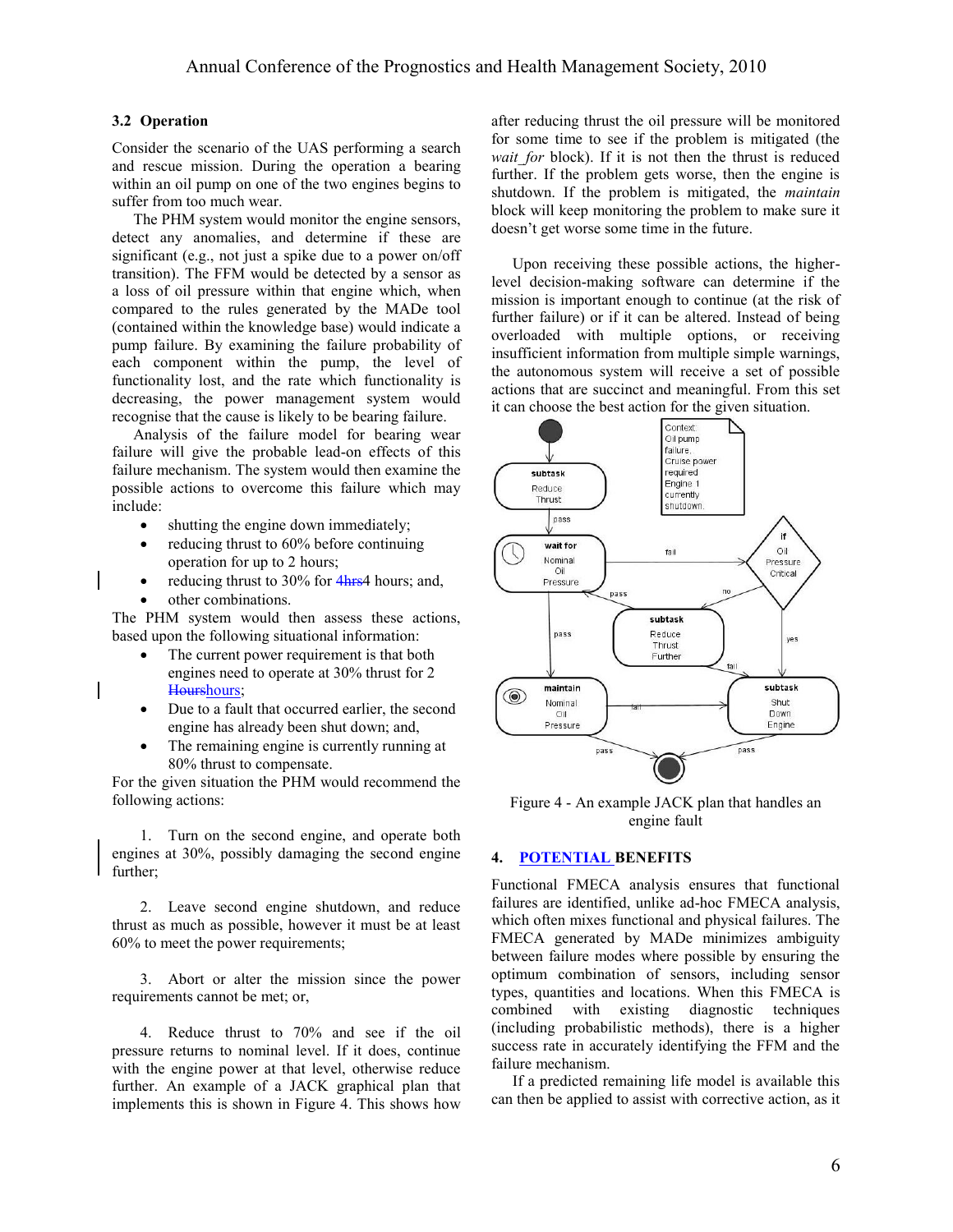### 3.2 Operation

Consider the scenario of the UAS performing a search and rescue mission. During the operation a bearing within an oil pump on one of the two engines begins to suffer from too much wear.

The PHM system would monitor the engine sensors, detect any anomalies, and determine if these are significant (e.g., not just a spike due to a power on/off transition). The FFM would be detected by a sensor as a loss of oil pressure within that engine which, when compared to the rules generated by the MADe tool (contained within the knowledge base) would indicate a pump failure. By examining the failure probability of each component within the pump, the level of functionality lost, and the rate which functionality is decreasing, the power management system would recognise that the cause is likely to be bearing failure.

Analysis of the failure model for bearing wear failure will give the probable lead-on effects of this failure mechanism. The system would then examine the possible actions to overcome this failure which may include:

- shutting the engine down immediately;
- reducing thrust to 60% before continuing operation for up to 2 hours;
- reducing thrust to 30% for 4hrs4 hours; and,
- other combinations.

The PHM system would then assess these actions, based upon the following situational information:

- The current power requirement is that both engines need to operate at 30% thrust for 2 Hourshours;
- Due to a fault that occurred earlier, the second engine has already been shut down; and,
- The remaining engine is currently running at 80% thrust to compensate.

For the given situation the PHM would recommend the following actions:

1. Turn on the second engine, and operate both engines at 30%, possibly damaging the second engine further;

2. Leave second engine shutdown, and reduce thrust as much as possible, however it must be at least 60% to meet the power requirements;

3. Abort or alter the mission since the power requirements cannot be met; or,

4. Reduce thrust to 70% and see if the oil pressure returns to nominal level. If it does, continue with the engine power at that level, otherwise reduce further. An example of a JACK graphical plan that implements this is shown in Figure 4. This shows how after reducing thrust the oil pressure will be monitored for some time to see if the problem is mitigated (the *wait_for* block). If it is not then the thrust is reduced further. If the problem gets worse, then the engine is shutdown. If the problem is mitigated, the *maintain* block will keep monitoring the problem to make sure it doesn't get worse some time in the future.

Upon receiving these possible actions, the higher-level decision-making software can determine if the mission is important enough to continue (at the risk of further failure) or if it can be altered. Instead of being overloaded with multiple options, or receiving insufficient information from multiple simple warnings, the autonomous system will receive a set of possible actions that are succinct and meaningful. From this set it can choose the best action for the given situation.

Figure 4 - An example JACK plan that handles an engine fault

## 4. POTENTIAL BENEFITS

Functional FMECA analysis ensures that functional failures are identified, unlike ad-hoc FMECA analysis, which often mixes functional and physical failures. The FMECA generated by MADe minimizes ambiguity between failure modes where possible by ensuring the optimum combination of sensors, including sensor types, quantities and locations. When this FMECA is combined with existing diagnostic techniques (including probabilistic methods), there is a higher success rate in accurately identifying the FFM and the failure mechanism.

If a predicted remaining life model is available this can then be applied to assist with corrective action, as it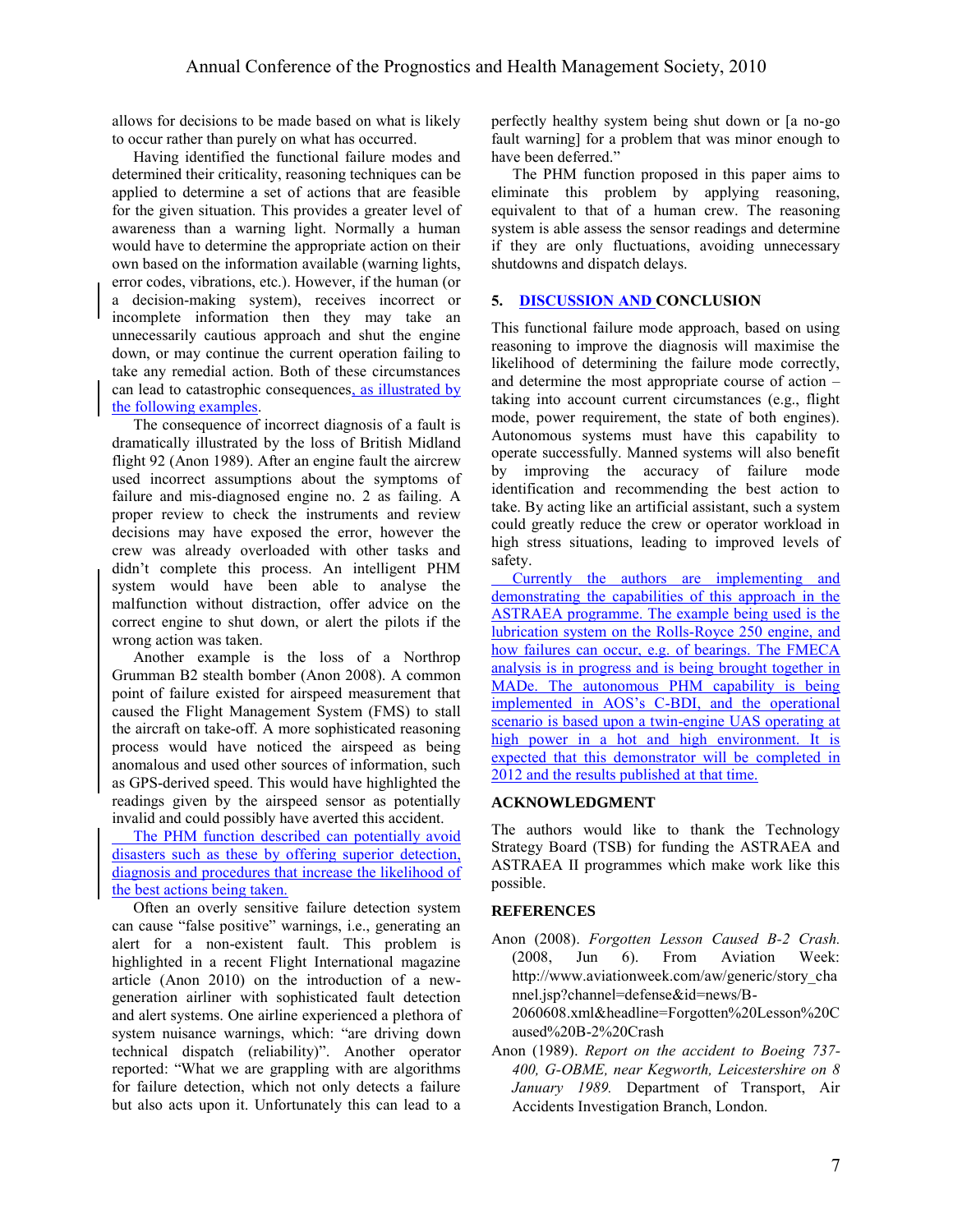allows for decisions to be made based on what is likely to occur rather than purely on what has occurred.

Having identified the functional failure modes and determined their criticality, reasoning techniques can be applied to determine a set of actions that are feasible for the given situation. This provides a greater level of awareness than a warning light. Normally a human would have to determine the appropriate action on their own based on the information available (warning lights, error codes, vibrations, etc.). However, if the human (or a decision-making system), receives incorrect or incomplete information then they may take an unnecessarily cautious approach and shut the engine down, or may continue the current operation failing to take any remedial action. Both of these circumstances can lead to catastrophic consequences, as illustrated by the following examples.

The consequence of incorrect diagnosis of a fault is dramatically illustrated by the loss of British Midland flight 92 (Anon 1989). After an engine fault the aircrew used incorrect assumptions about the symptoms of failure and mis-diagnosed engine no. 2 as failing. A proper review to check the instruments and review decisions may have exposed the error, however the crew was already overloaded with other tasks and didn't complete this process. An intelligent PHM system would have been able to analyse the malfunction without distraction, offer advice on the correct engine to shut down, or alert the pilots if the wrong action was taken.

Another example is the loss of a Northrop Grumman B2 stealth bomber (Anon 2008). A common point of failure existed for airspeed measurement that caused the Flight Management System (FMS) to stall the aircraft on take-off. A more sophisticated reasoning process would have noticed the airspeed as being anomalous and used other sources of information, such as GPS-derived speed. This would have highlighted the readings given by the airspeed sensor as potentially invalid and could possibly have averted this accident.

The PHM function described can potentially avoid disasters such as these by offering superior detection, diagnosis and procedures that increase the likelihood of the best actions being taken.

Often an overly sensitive failure detection system can cause "false positive" warnings, i.e., generating an alert for a non-existent fault. This problem is highlighted in a recent Flight International magazine article (Anon 2010) on the introduction of a new-generation airliner with sophisticated fault detection and alert systems. One airline experienced a plethora of system nuisance warnings, which: "are driving down technical dispatch (reliability)". Another operator reported: "What we are grappling with are algorithms for failure detection, which not only detects a failure but also acts upon it. Unfortunately this can lead to a perfectly healthy system being shut down or [a no-go fault warning] for a problem that was minor enough to have been deferred."

The PHM function proposed in this paper aims to eliminate this problem by applying reasoning, equivalent to that of a human crew. The reasoning system is able assess the sensor readings and determine if they are only fluctuations, avoiding unnecessary shutdowns and dispatch delays.

## 5. DISCUSSION AND CONCLUSION

This functional failure mode approach, based on using reasoning to improve the diagnosis will maximise the likelihood of determining the failure mode correctly, and determine the most appropriate course of action – taking into account current circumstances (e.g., flight mode, power requirement, the state of both engines). Autonomous systems must have this capability to operate successfully. Manned systems will also benefit by improving the accuracy of failure mode identification and recommending the best action to take. By acting like an artificial assistant, such a system could greatly reduce the crew or operator workload in high stress situations, leading to improved levels of safety.

Currently the authors are implementing and demonstrating the capabilities of this approach in the ASTRAEA programme. The example being used is the lubrication system on the Rolls-Royce 250 engine, and how failures can occur, e.g. of bearings. The FMECA analysis is in progress and is being brought together in MADe. The autonomous PHM capability is being implemented in AOS's C-BDI, and the operational scenario is based upon a twin-engine UAS operating at high power in a hot and high environment. It is expected that this demonstrator will be completed in 2012 and the results published at that time.

## ACKNOWLEDGMENT

The authors would like to thank the Technology Strategy Board (TSB) for funding the ASTRAEA and ASTRAEA II programmes which make work like this possible.

## REFERENCES

Anon (2008). *Forgotten Lesson Caused B-2 Crash.* (2008, Jun 6). From Aviation Week: http://www.aviationweek.com/aw/generic/story_channel.jsp?channel=defense&id=news/B-2060608.xml&headline=Forgotten%20Lesson%20Caused%20B-2%20Crash

Anon (1989). *Report on the accident to Boeing 737-400, G-OBME, near Kegworth, Leicestershire on 8 January 1989.* Department of Transport, Air Accidents Investigation Branch, London.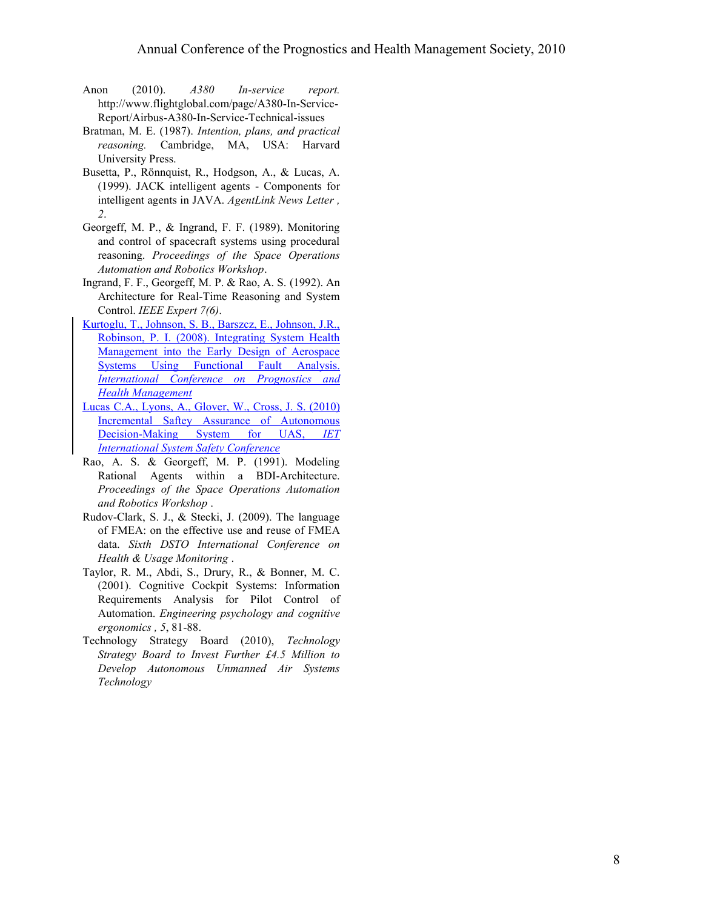Anon (2010). *A380 In-service report.* http://www.flightglobal.com/page/A380-In-Service-Report/Airbus-A380-In-Service-Technical-issues

Bratman, M. E. (1987). *Intention, plans, and practical reasoning.* Cambridge, MA, USA: Harvard University Press.

Busetta, P., Rönnquist, R., Hodgson, A., & Lucas, A. (1999). JACK intelligent agents - Components for intelligent agents in JAVA. *AgentLink News Letter , 2*.

Georgeff, M. P., & Ingrand, F. F. (1989). Monitoring and control of spacecraft systems using procedural reasoning. *Proceedings of the Space Operations Automation and Robotics Workshop*.

Ingrand, F. F., Georgeff, M. P. & Rao, A. S. (1992). An Architecture for Real-Time Reasoning and System Control. *IEEE Expert 7(6)*.

Kurtoglu, T., Johnson, S. B., Barszcz, E., Johnson, J.R., Robinson, P. I. (2008). Integrating System Health Management into the Early Design of Aerospace Systems Using Functional Fault Analysis. *International Conference on Prognostics and Health Management*

Lucas C.A., Lyons, A., Glover, W., Cross, J. S. (2010) Incremental Saftey Assurance of Autonomous Decision-Making System for UAS, *IET International System Safety Conference*

Rao, A. S. & Georgeff, M. P. (1991). Modeling Rational Agents within a BDI-Architecture. *Proceedings of the Space Operations Automation and Robotics Workshop* .

Rudov-Clark, S. J., & Stecki, J. (2009). The language of FMEA: on the effective use and reuse of FMEA data. *Sixth DSTO International Conference on Health & Usage Monitoring* .

Taylor, R. M., Abdi, S., Drury, R., & Bonner, M. C. (2001). Cognitive Cockpit Systems: Information Requirements Analysis for Pilot Control of Automation. *Engineering psychology and cognitive ergonomics , 5*, 81-88.

Technology Strategy Board (2010), *Technology Strategy Board to Invest Further £4.5 Million to Develop Autonomous Unmanned Air Systems Technology*